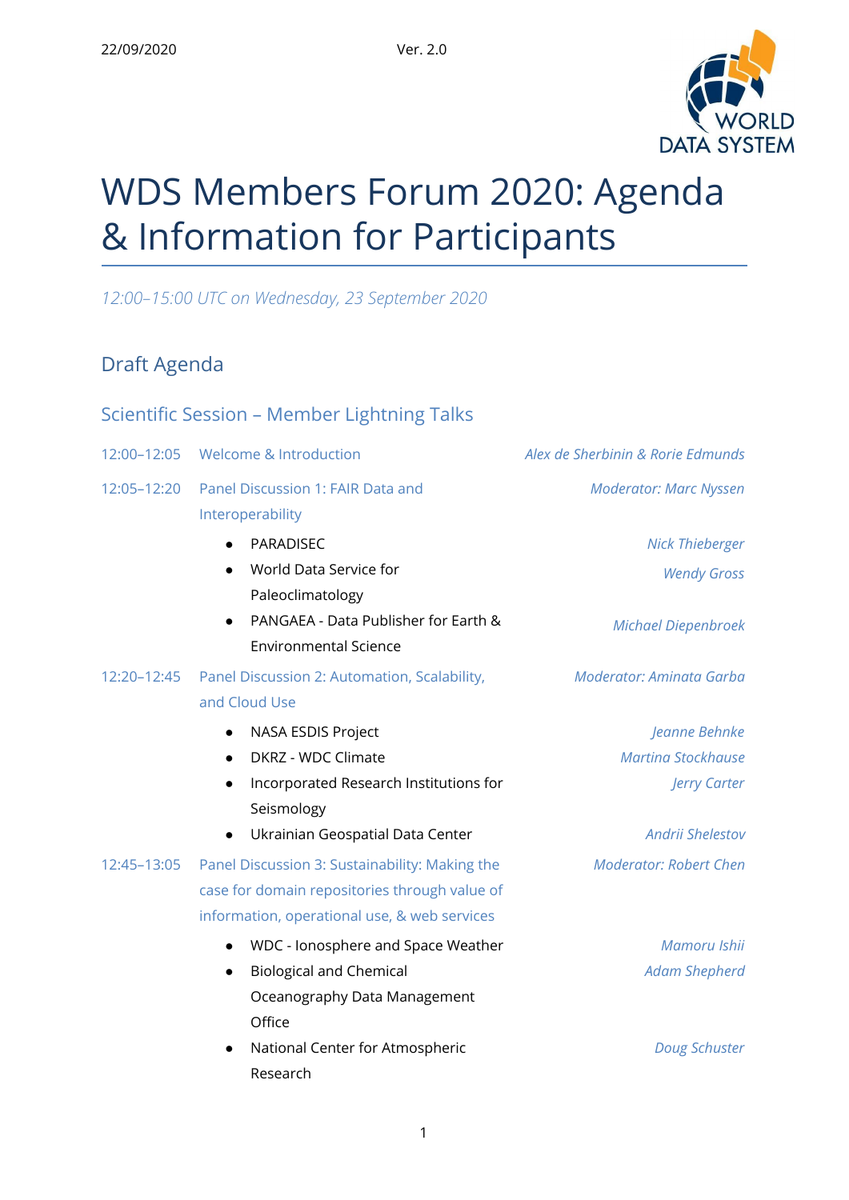22/09/2020 Ver. 2.0

# WDS Members Forum 2020: Agenda & Information for Participants

*12:00–15:00 UTC on Wednesday, 23 September 2020*

## Draft Agenda

### Scientific Session – Member Lightning Talks

**12:00–12:05** Welcome & Introduction — *Alex de Sherbinin & Rorie Edmunds*

**12:05–12:20** Panel Discussion 1: FAIR Data and Interoperability — *Moderator: Marc Nyssen*

- PARADISEC — *Nick Thieberger*
- World Data Service for Paleoclimatology — *Wendy Gross*
- PANGAEA - Data Publisher for Earth & Environmental Science — *Michael Diepenbroek*

**12:20–12:45** Panel Discussion 2: Automation, Scalability, and Cloud Use — *Moderator: Aminata Garba*

- NASA ESDIS Project — *Jeanne Behnke*
- DKRZ - WDC Climate — *Martina Stockhause*
- Incorporated Research Institutions for Seismology — *Jerry Carter*
- Ukrainian Geospatial Data Center — *Andrii Shelestov*

**12:45–13:05** Panel Discussion 3: Sustainability: Making the case for domain repositories through value of information, operational use, & web services — *Moderator: Robert Chen*

- WDC - Ionosphere and Space Weather — *Mamoru Ishii*
- Biological and Chemical Oceanography Data Management Office — *Adam Shepherd*
- National Center for Atmospheric Research — *Doug Schuster*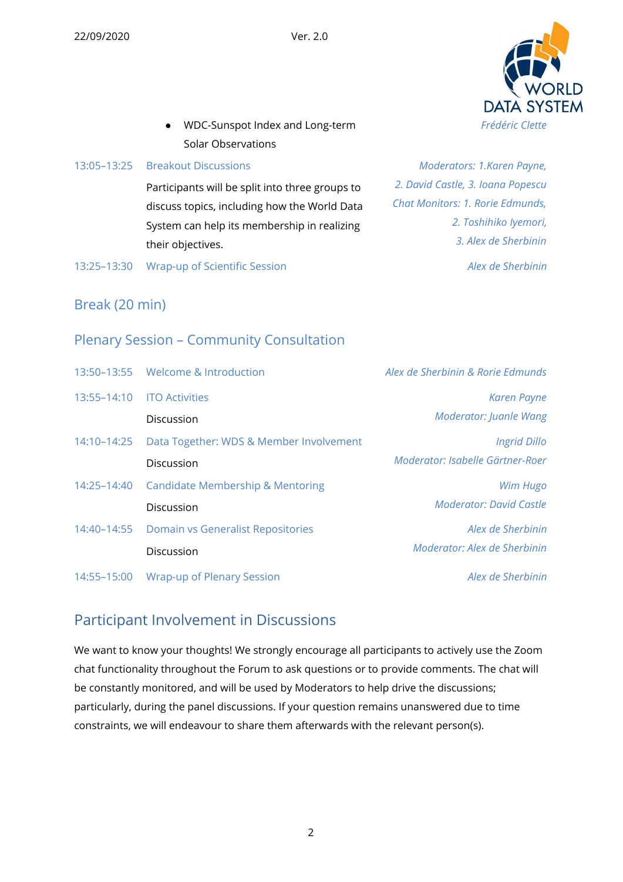- WDC-Sunspot Index and Long-term Solar Observations — *Frédéric Clette*

| Time | Session | Speakers |
|---|---|---|
| 13:05–13:25 | Breakout Discussions<br>Participants will be split into three groups to discuss topics, including how the World Data System can help its membership in realizing their objectives. | *Moderators: 1. Karen Payne, 2. David Castle, 3. Ioana Popescu*<br>*Chat Monitors: 1. Rorie Edmunds, 2. Toshihiko Iyemori, 3. Alex de Sherbinin* |
| 13:25–13:30 | Wrap-up of Scientific Session | *Alex de Sherbinin* |

## Break (20 min)

## Plenary Session – Community Consultation

| Time | Session | Speakers |
|---|---|---|
| 13:50–13:55 | Welcome & Introduction | *Alex de Sherbinin & Rorie Edmunds* |
| 13:55–14:10 | ITO Activities | *Karen Payne* |
| | Discussion | *Moderator: Juanle Wang* |
| 14:10–14:25 | Data Together: WDS & Member Involvement | *Ingrid Dillo* |
| | Discussion | *Moderator: Isabelle Gärtner-Roer* |
| 14:25–14:40 | Candidate Membership & Mentoring | *Wim Hugo* |
| | Discussion | *Moderator: David Castle* |
| 14:40–14:55 | Domain vs Generalist Repositories | *Alex de Sherbinin* |
| | Discussion | *Moderator: Alex de Sherbinin* |
| 14:55–15:00 | Wrap-up of Plenary Session | *Alex de Sherbinin* |

## Participant Involvement in Discussions

We want to know your thoughts! We strongly encourage all participants to actively use the Zoom chat functionality throughout the Forum to ask questions or to provide comments. The chat will be constantly monitored, and will be used by Moderators to help drive the discussions; particularly, during the panel discussions. If your question remains unanswered due to time constraints, we will endeavour to share them afterwards with the relevant person(s).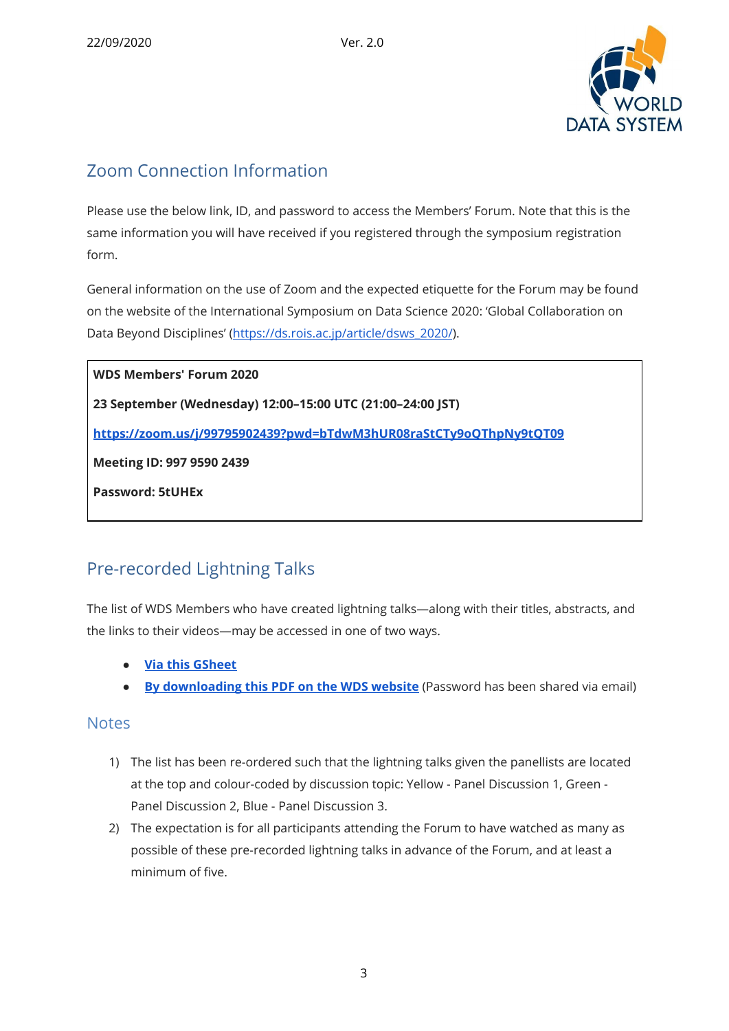## Zoom Connection Information

Please use the below link, ID, and password to access the Members' Forum. Note that this is the same information you will have received if you registered through the symposium registration form.

General information on the use of Zoom and the expected etiquette for the Forum may be found on the website of the International Symposium on Data Science 2020: 'Global Collaboration on Data Beyond Disciplines' (https://ds.rois.ac.jp/article/dsws_2020/).

**WDS Members' Forum 2020**

**23 September (Wednesday) 12:00–15:00 UTC (21:00–24:00 JST)**

**https://zoom.us/j/99795902439?pwd=bTdwM3hUR08raStCTy9oQThpNy9tQT09**

**Meeting ID: 997 9590 2439**

**Password: 5tUHEx**

## Pre-recorded Lightning Talks

The list of WDS Members who have created lightning talks—along with their titles, abstracts, and the links to their videos—may be accessed in one of two ways.

- **Via this GSheet**
- **By downloading this PDF on the WDS website** (Password has been shared via email)

### Notes

1) The list has been re-ordered such that the lightning talks given the panellists are located at the top and colour-coded by discussion topic: Yellow - Panel Discussion 1, Green - Panel Discussion 2, Blue - Panel Discussion 3.
2) The expectation is for all participants attending the Forum to have watched as many as possible of these pre-recorded lightning talks in advance of the Forum, and at least a minimum of five.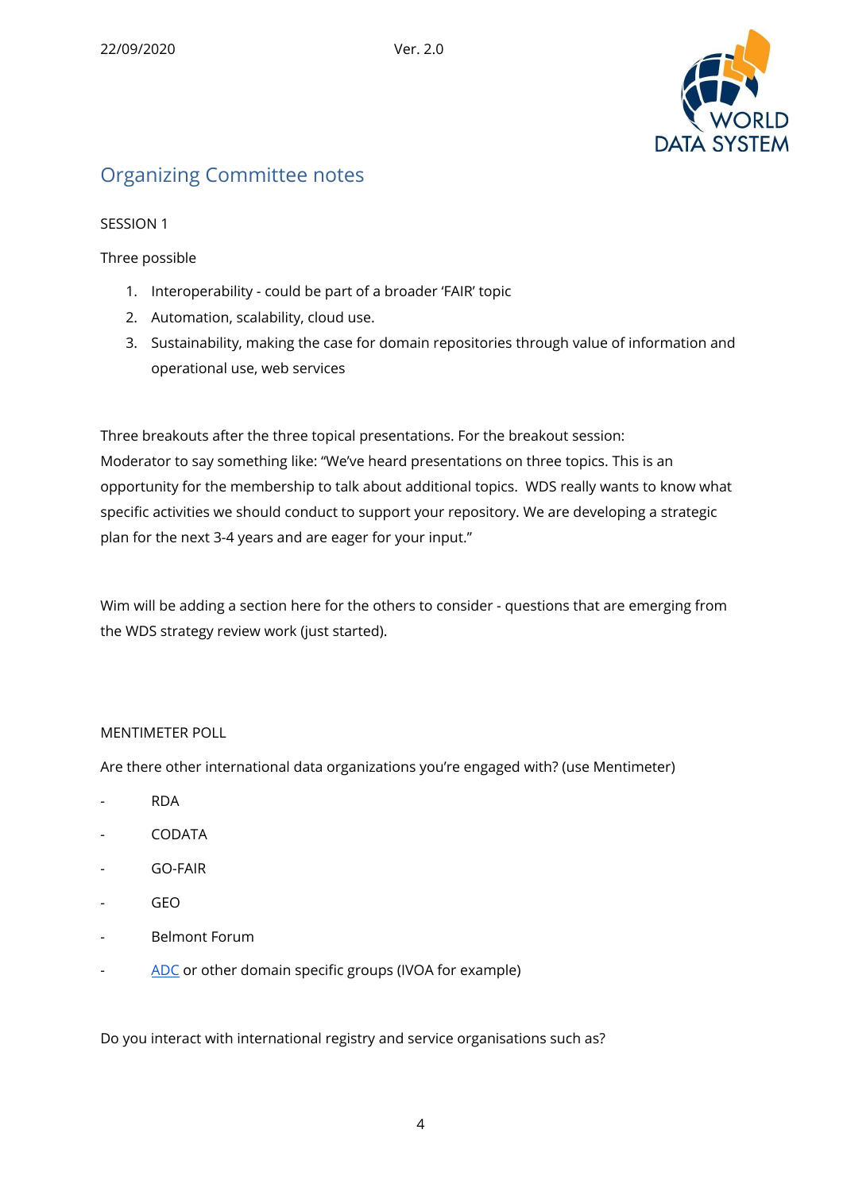## Organizing Committee notes

SESSION 1

Three possible

1. Interoperability - could be part of a broader 'FAIR' topic
2. Automation, scalability, cloud use.
3. Sustainability, making the case for domain repositories through value of information and operational use, web services

Three breakouts after the three topical presentations. For the breakout session: Moderator to say something like: "We've heard presentations on three topics. This is an opportunity for the membership to talk about additional topics. WDS really wants to know what specific activities we should conduct to support your repository. We are developing a strategic plan for the next 3-4 years and are eager for your input."

Wim will be adding a section here for the others to consider - questions that are emerging from the WDS strategy review work (just started).

MENTIMETER POLL

Are there other international data organizations you're engaged with? (use Mentimeter)

- RDA
- CODATA
- GO-FAIR
- GEO
- Belmont Forum
- ADC or other domain specific groups (IVOA for example)

Do you interact with international registry and service organisations such as?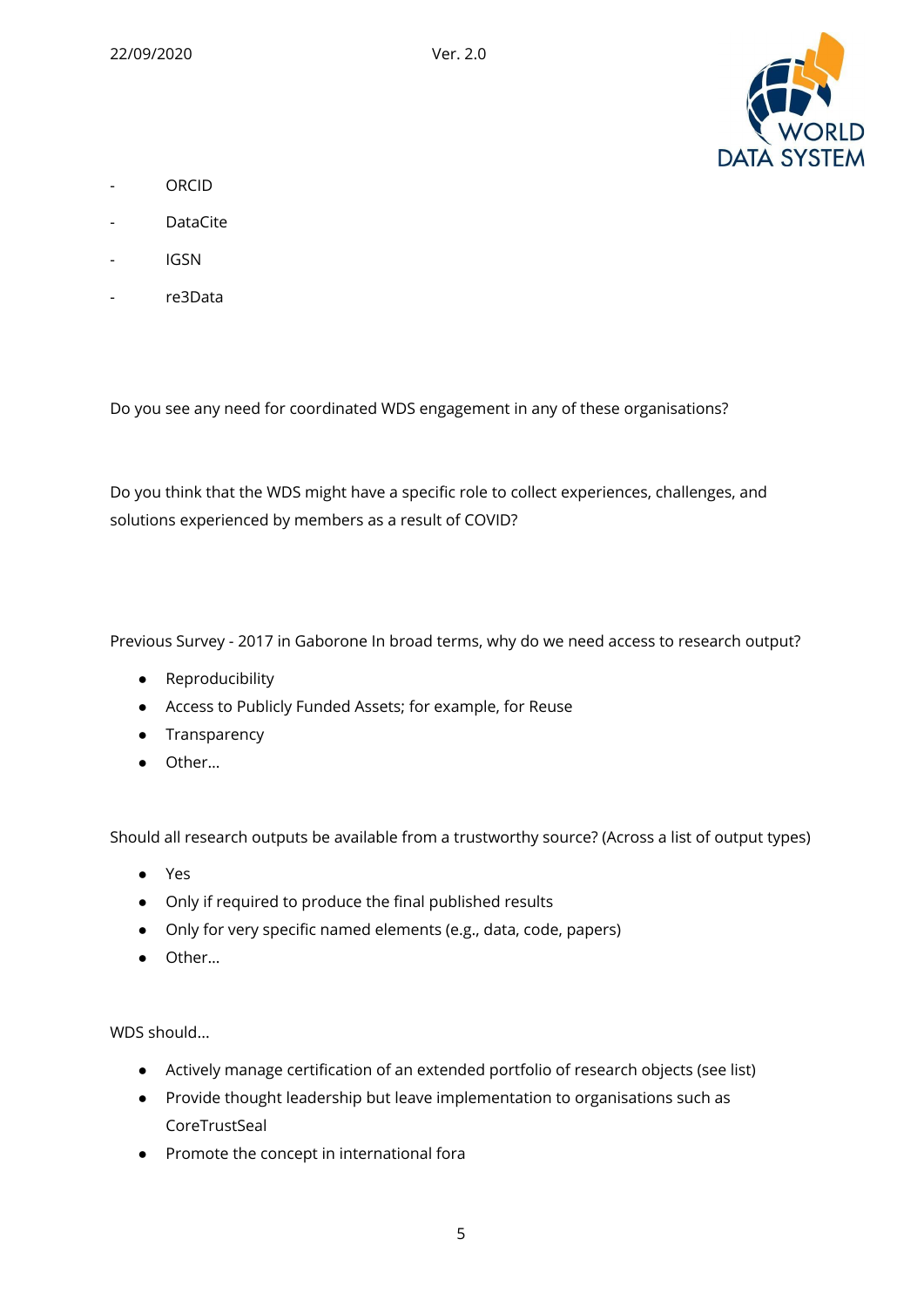- ORCID
- DataCite
- IGSN
- re3Data

Do you see any need for coordinated WDS engagement in any of these organisations?

Do you think that the WDS might have a specific role to collect experiences, challenges, and solutions experienced by members as a result of COVID?

Previous Survey - 2017 in Gaborone In broad terms, why do we need access to research output?

- Reproducibility
- Access to Publicly Funded Assets; for example, for Reuse
- Transparency
- Other...

Should all research outputs be available from a trustworthy source? (Across a list of output types)

- Yes
- Only if required to produce the final published results
- Only for very specific named elements (e.g., data, code, papers)
- Other...

WDS should...

- Actively manage certification of an extended portfolio of research objects (see list)
- Provide thought leadership but leave implementation to organisations such as CoreTrustSeal
- Promote the concept in international fora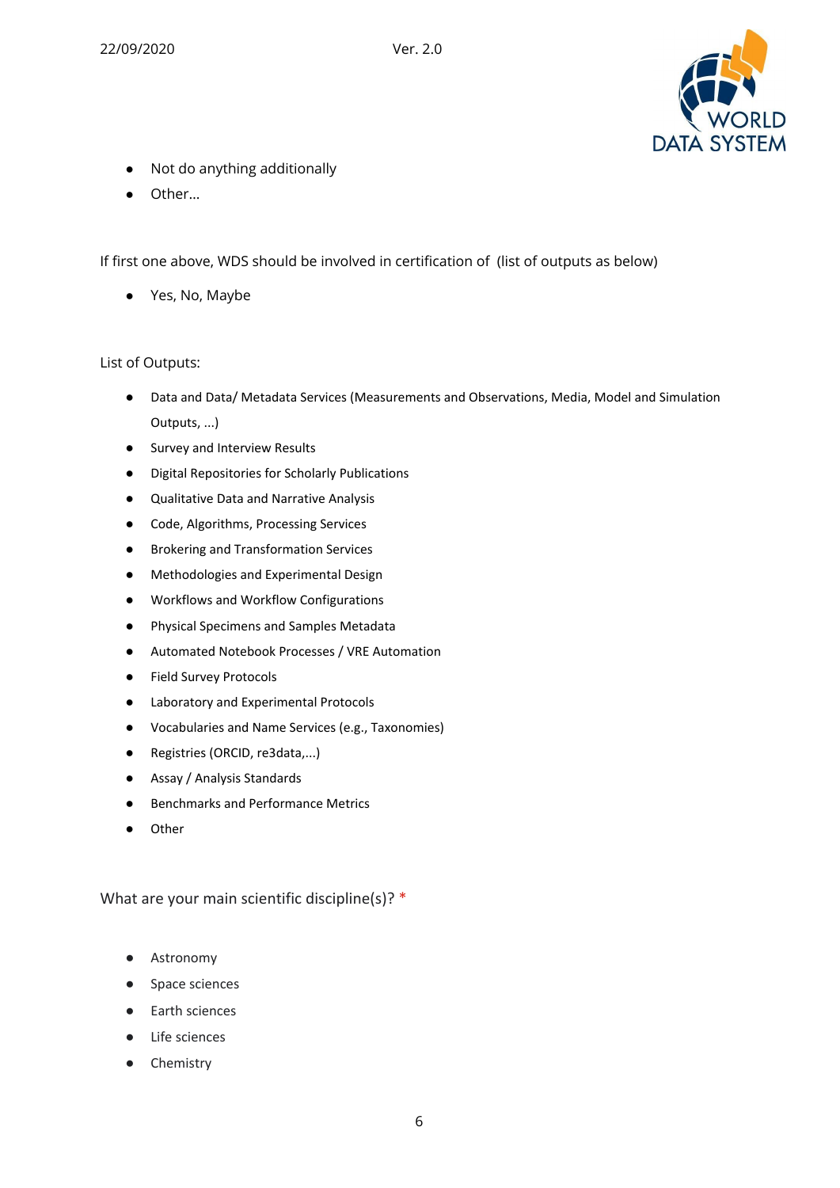- Not do anything additionally
- Other...

If first one above, WDS should be involved in certification of  (list of outputs as below)

- Yes, No, Maybe

List of Outputs:

- Data and Data/ Metadata Services (Measurements and Observations, Media, Model and Simulation Outputs, ...)
- Survey and Interview Results
- Digital Repositories for Scholarly Publications
- Qualitative Data and Narrative Analysis
- Code, Algorithms, Processing Services
- Brokering and Transformation Services
- Methodologies and Experimental Design
- Workflows and Workflow Configurations
- Physical Specimens and Samples Metadata
- Automated Notebook Processes / VRE Automation
- Field Survey Protocols
- Laboratory and Experimental Protocols
- Vocabularies and Name Services (e.g., Taxonomies)
- Registries (ORCID, re3data,...)
- Assay / Analysis Standards
- Benchmarks and Performance Metrics
- Other

What are your main scientific discipline(s)? *

- Astronomy
- Space sciences
- Earth sciences
- Life sciences
- Chemistry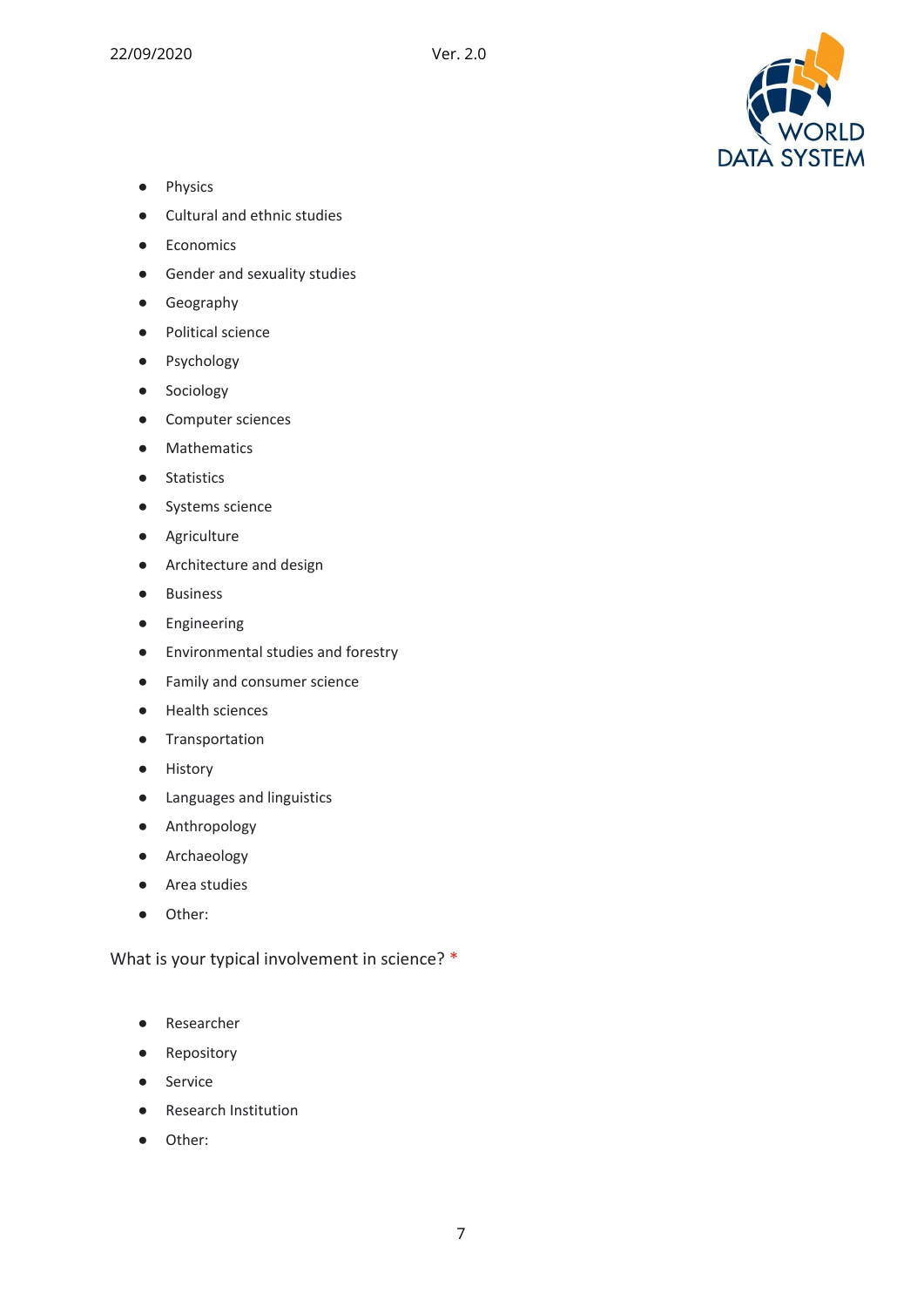- Physics
- Cultural and ethnic studies
- Economics
- Gender and sexuality studies
- Geography
- Political science
- Psychology
- Sociology
- Computer sciences
- Mathematics
- Statistics
- Systems science
- Agriculture
- Architecture and design
- Business
- Engineering
- Environmental studies and forestry
- Family and consumer science
- Health sciences
- Transportation
- History
- Languages and linguistics
- Anthropology
- Archaeology
- Area studies
- Other:

What is your typical involvement in science? *

- Researcher
- Repository
- Service
- Research Institution
- Other: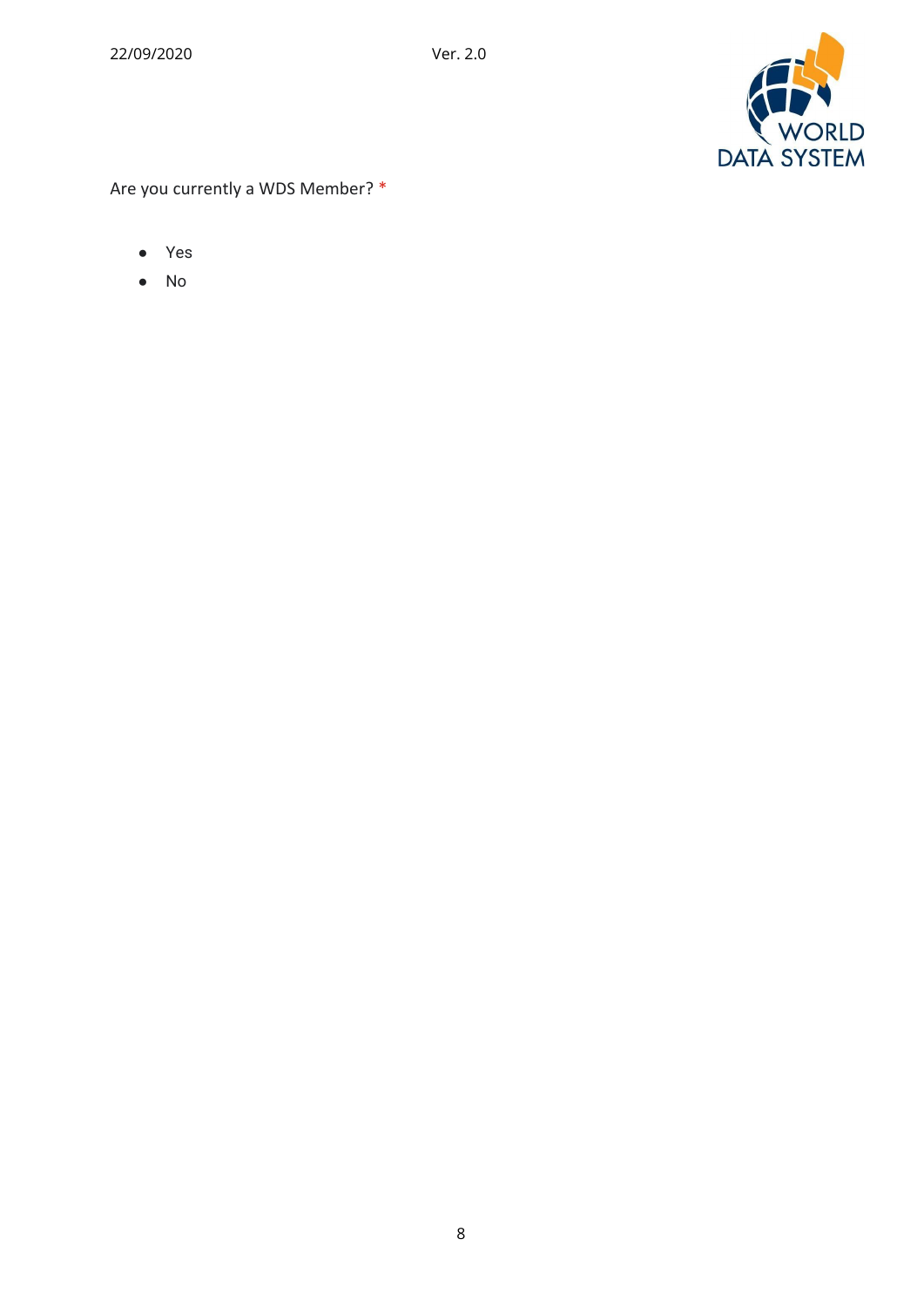Are you currently a WDS Member? *

- Yes
- No